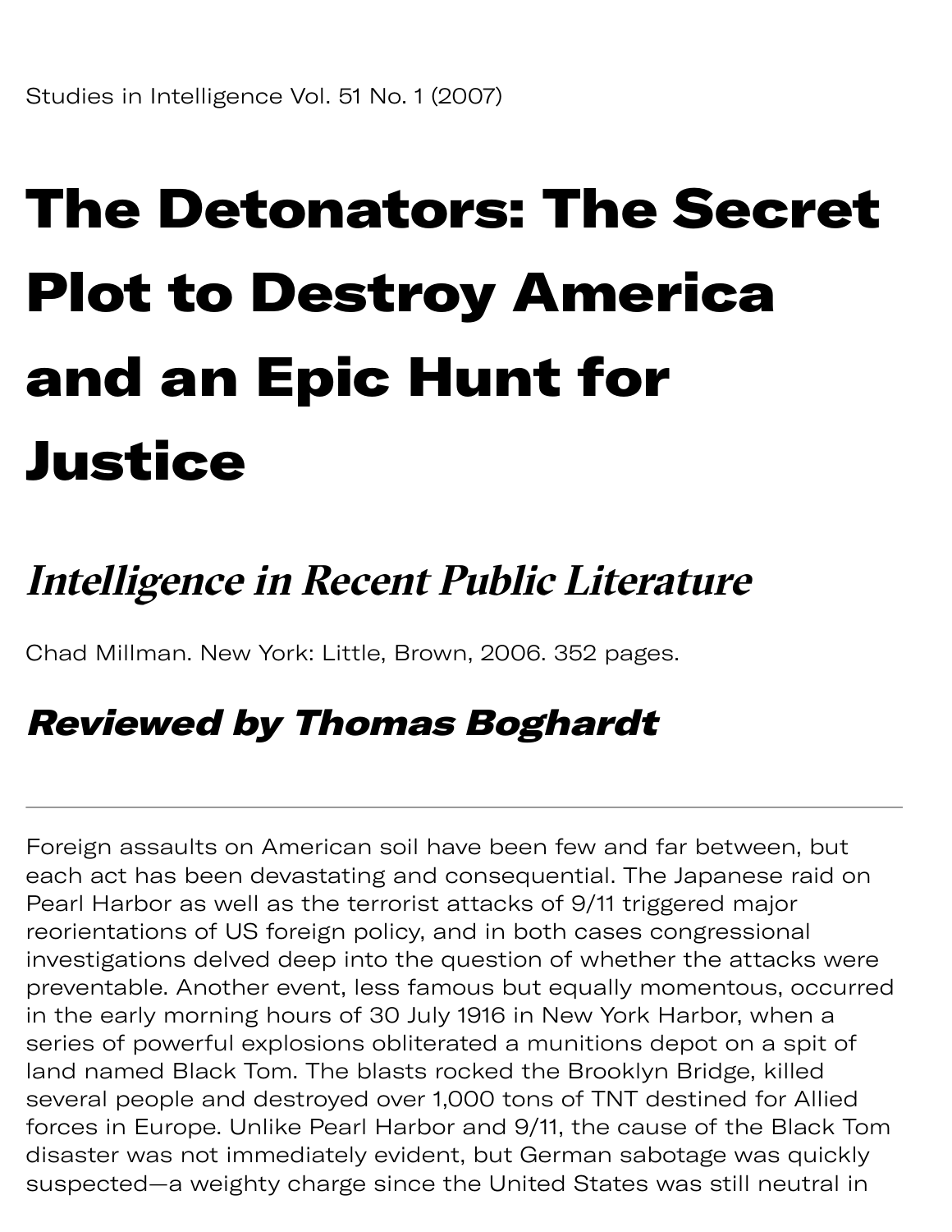Studies in Intelligence Vol. 51 No. 1 (2007)

# The Detonators: The Secret Plot to Destroy America and an Epic Hunt for Justice

## *Intelligence in Recent Public Literature*

Chad Millman. New York: Little, Brown, 2006. 352 pages.

### *Reviewed by Thomas Boghardt*

---

Foreign assaults on American soil have been few and far between, but each act has been devastating and consequential. The Japanese raid on Pearl Harbor as well as the terrorist attacks of 9/11 triggered major reorientations of US foreign policy, and in both cases congressional investigations delved deep into the question of whether the attacks were preventable. Another event, less famous but equally momentous, occurred in the early morning hours of 30 July 1916 in New York Harbor, when a series of powerful explosions obliterated a munitions depot on a spit of land named Black Tom. The blasts rocked the Brooklyn Bridge, killed several people and destroyed over 1,000 tons of TNT destined for Allied forces in Europe. Unlike Pearl Harbor and 9/11, the cause of the Black Tom disaster was not immediately evident, but German sabotage was quickly suspected—a weighty charge since the United States was still neutral in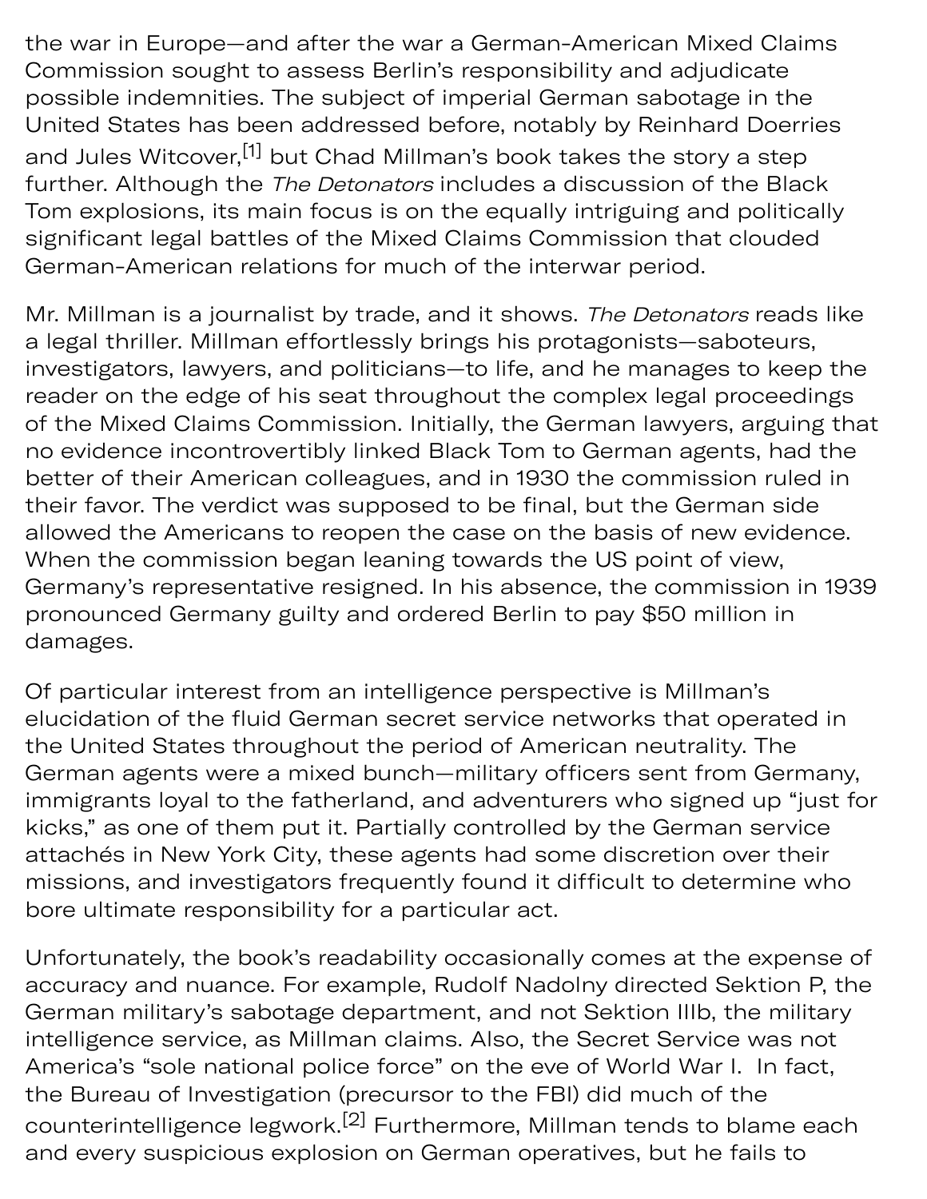the war in Europe—and after the war a German-American Mixed Claims Commission sought to assess Berlin's responsibility and adjudicate possible indemnities. The subject of imperial German sabotage in the United States has been addressed before, notably by Reinhard Doerries and Jules Witcover,[1] but Chad Millman's book takes the story a step further. Although the *The Detonators* includes a discussion of the Black Tom explosions, its main focus is on the equally intriguing and politically significant legal battles of the Mixed Claims Commission that clouded German-American relations for much of the interwar period.

Mr. Millman is a journalist by trade, and it shows. *The Detonators* reads like a legal thriller. Millman effortlessly brings his protagonists—saboteurs, investigators, lawyers, and politicians—to life, and he manages to keep the reader on the edge of his seat throughout the complex legal proceedings of the Mixed Claims Commission. Initially, the German lawyers, arguing that no evidence incontrovertibly linked Black Tom to German agents, had the better of their American colleagues, and in 1930 the commission ruled in their favor. The verdict was supposed to be final, but the German side allowed the Americans to reopen the case on the basis of new evidence. When the commission began leaning towards the US point of view, Germany's representative resigned. In his absence, the commission in 1939 pronounced Germany guilty and ordered Berlin to pay $50 million in damages.

Of particular interest from an intelligence perspective is Millman's elucidation of the fluid German secret service networks that operated in the United States throughout the period of American neutrality. The German agents were a mixed bunch—military officers sent from Germany, immigrants loyal to the fatherland, and adventurers who signed up "just for kicks," as one of them put it. Partially controlled by the German service attachés in New York City, these agents had some discretion over their missions, and investigators frequently found it difficult to determine who bore ultimate responsibility for a particular act.

Unfortunately, the book's readability occasionally comes at the expense of accuracy and nuance. For example, Rudolf Nadolny directed Sektion P, the German military's sabotage department, and not Sektion IIIb, the military intelligence service, as Millman claims. Also, the Secret Service was not America's "sole national police force" on the eve of World War I. In fact, the Bureau of Investigation (precursor to the FBI) did much of the counterintelligence legwork.[2] Furthermore, Millman tends to blame each and every suspicious explosion on German operatives, but he fails to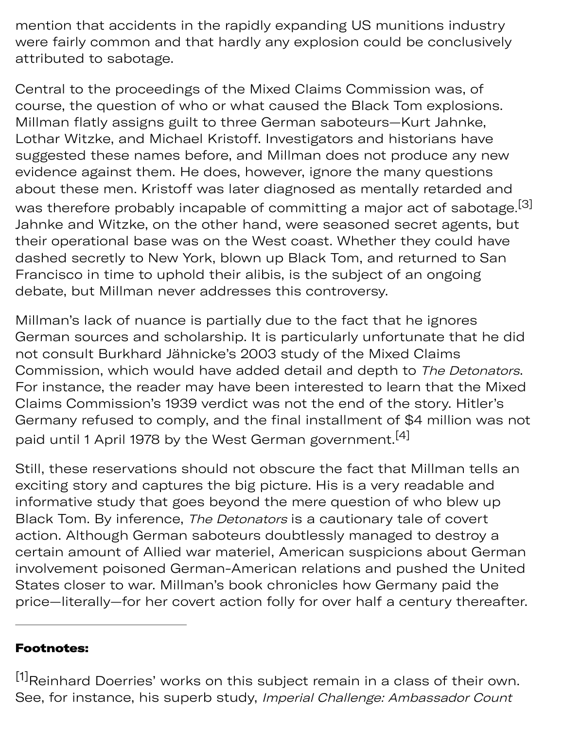mention that accidents in the rapidly expanding US munitions industry were fairly common and that hardly any explosion could be conclusively attributed to sabotage.

Central to the proceedings of the Mixed Claims Commission was, of course, the question of who or what caused the Black Tom explosions. Millman flatly assigns guilt to three German saboteurs—Kurt Jahnke, Lothar Witzke, and Michael Kristoff. Investigators and historians have suggested these names before, and Millman does not produce any new evidence against them. He does, however, ignore the many questions about these men. Kristoff was later diagnosed as mentally retarded and was therefore probably incapable of committing a major act of sabotage.[3] Jahnke and Witzke, on the other hand, were seasoned secret agents, but their operational base was on the West coast. Whether they could have dashed secretly to New York, blown up Black Tom, and returned to San Francisco in time to uphold their alibis, is the subject of an ongoing debate, but Millman never addresses this controversy.

Millman's lack of nuance is partially due to the fact that he ignores German sources and scholarship. It is particularly unfortunate that he did not consult Burkhard Jähnicke's 2003 study of the Mixed Claims Commission, which would have added detail and depth to *The Detonators*. For instance, the reader may have been interested to learn that the Mixed Claims Commission's 1939 verdict was not the end of the story. Hitler's Germany refused to comply, and the final installment of $4 million was not paid until 1 April 1978 by the West German government.[4]

Still, these reservations should not obscure the fact that Millman tells an exciting story and captures the big picture. His is a very readable and informative study that goes beyond the mere question of who blew up Black Tom. By inference, *The Detonators* is a cautionary tale of covert action. Although German saboteurs doubtlessly managed to destroy a certain amount of Allied war materiel, American suspicions about German involvement poisoned German-American relations and pushed the United States closer to war. Millman's book chronicles how Germany paid the price—literally—for her covert action folly for over half a century thereafter.

---

**Footnotes:**

[1]Reinhard Doerries' works on this subject remain in a class of their own. See, for instance, his superb study, *Imperial Challenge: Ambassador Count*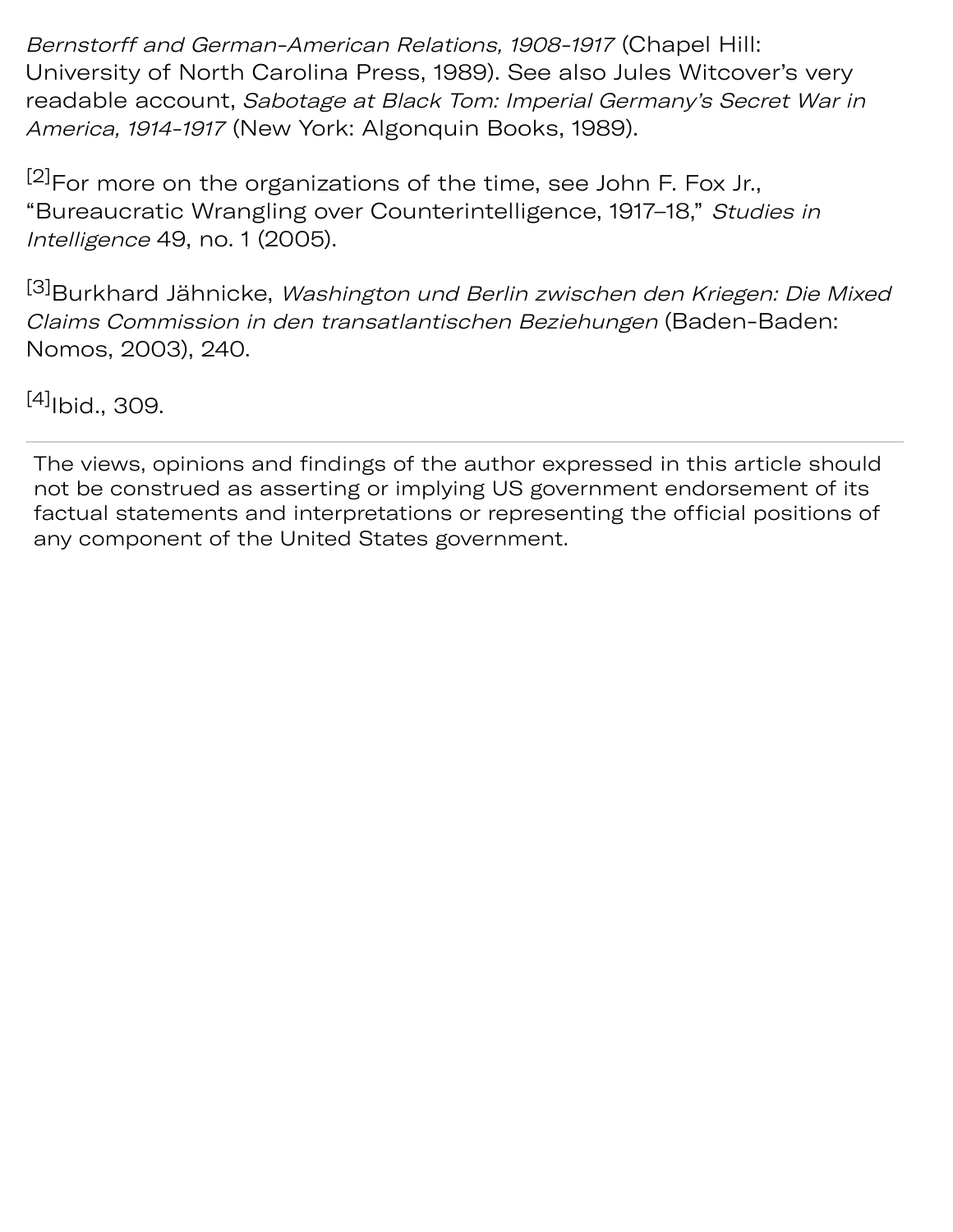*Bernstorff and German-American Relations, 1908-1917* (Chapel Hill: University of North Carolina Press, 1989). See also Jules Witcover's very readable account, *Sabotage at Black Tom: Imperial Germany's Secret War in America, 1914-1917* (New York: Algonquin Books, 1989).

[2]For more on the organizations of the time, see John F. Fox Jr., "Bureaucratic Wrangling over Counterintelligence, 1917–18," *Studies in Intelligence* 49, no. 1 (2005).

[3]Burkhard Jähnicke, *Washington und Berlin zwischen den Kriegen: Die Mixed Claims Commission in den transatlantischen Beziehungen* (Baden-Baden: Nomos, 2003), 240.

[4]Ibid., 309.

---

The views, opinions and findings of the author expressed in this article should not be construed as asserting or implying US government endorsement of its factual statements and interpretations or representing the official positions of any component of the United States government.